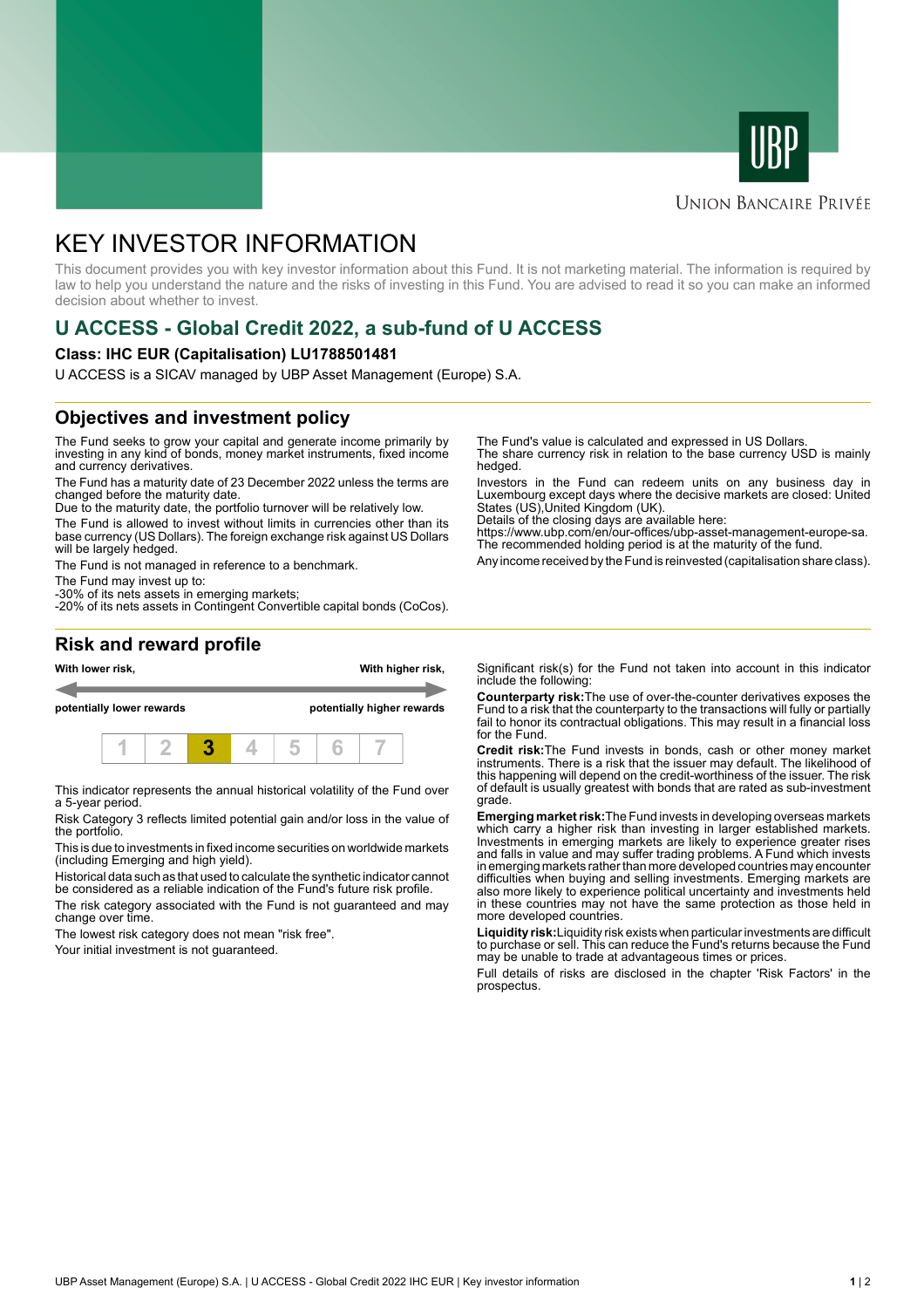UNION BANCAIRE PRIVÉE

# KEY INVESTOR INFORMATION

This document provides you with key investor information about this Fund. It is not marketing material. The information is required by law to help you understand the nature and the risks of investing in this Fund. You are advised to read it so you can make an informed decision about whether to invest.

## U ACCESS - Global Credit 2022, a sub-fund of U ACCESS

**Class: IHC EUR (Capitalisation) LU1788501481**

U ACCESS is a SICAV managed by UBP Asset Management (Europe) S.A.

## Objectives and investment policy

The Fund seeks to grow your capital and generate income primarily by investing in any kind of bonds, money market instruments, fixed income and currency derivatives.

The Fund has a maturity date of 23 December 2022 unless the terms are changed before the maturity date.

Due to the maturity date, the portfolio turnover will be relatively low.

The Fund is allowed to invest without limits in currencies other than its base currency (US Dollars). The foreign exchange risk against US Dollars will be largely hedged.

The Fund is not managed in reference to a benchmark.

The Fund may invest up to:
-30% of its nets assets in emerging markets;
-20% of its nets assets in Contingent Convertible capital bonds (CoCos).

The Fund's value is calculated and expressed in US Dollars.
The share currency risk in relation to the base currency USD is mainly hedged.

Investors in the Fund can redeem units on any business day in Luxembourg except days where the decisive markets are closed: United States (US),United Kingdom (UK).
Details of the closing days are available here:
https://www.ubp.com/en/our-offices/ubp-asset-management-europe-sa.
The recommended holding period is at the maturity of the fund.

Any income received by the Fund is reinvested (capitalisation share class).

## Risk and reward profile

**With lower risk,** **potentially lower rewards** — **With higher risk,** **potentially higher rewards**

| 1 | 2 | **3** | 4 | 5 | 6 | 7 |
|---|---|---|---|---|---|---|

This indicator represents the annual historical volatility of the Fund over a 5-year period.

Risk Category 3 reflects limited potential gain and/or loss in the value of the portfolio.

This is due to investments in fixed income securities on worldwide markets (including Emerging and high yield).

Historical data such as that used to calculate the synthetic indicator cannot be considered as a reliable indication of the Fund's future risk profile.

The risk category associated with the Fund is not guaranteed and may change over time.

The lowest risk category does not mean "risk free".

Your initial investment is not guaranteed.

Significant risk(s) for the Fund not taken into account in this indicator include the following:

**Counterparty risk:** The use of over-the-counter derivatives exposes the Fund to a risk that the counterparty to the transactions will fully or partially fail to honor its contractual obligations. This may result in a financial loss for the Fund.

**Credit risk:** The Fund invests in bonds, cash or other money market instruments. There is a risk that the issuer may default. The likelihood of this happening will depend on the credit-worthiness of the issuer. The risk of default is usually greatest with bonds that are rated as sub-investment grade.

**Emerging market risk:** The Fund invests in developing overseas markets which carry a higher risk than investing in larger established markets. Investments in emerging markets are likely to experience greater rises and falls in value and may suffer trading problems. A Fund which invests in emerging markets rather than more developed countries may encounter difficulties when buying and selling investments. Emerging markets are also more likely to experience political uncertainty and investments held in these countries may not have the same protection as those held in more developed countries.

**Liquidity risk:** Liquidity risk exists when particular investments are difficult to purchase or sell. This can reduce the Fund's returns because the Fund may be unable to trade at advantageous times or prices.

Full details of risks are disclosed in the chapter 'Risk Factors' in the prospectus.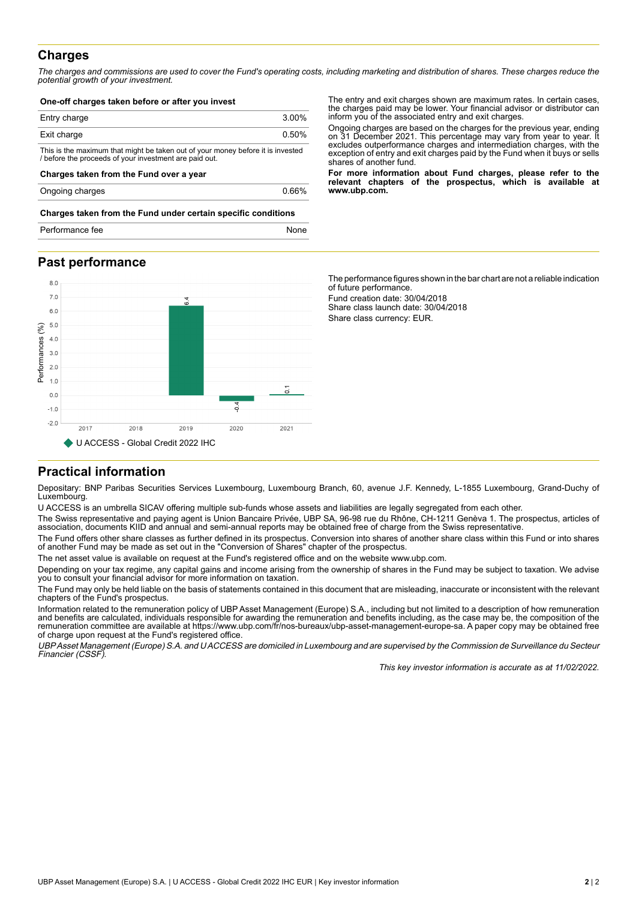## Charges

*The charges and commissions are used to cover the Fund's operating costs, including marketing and distribution of shares. These charges reduce the potential growth of your investment.*

| One-off charges taken before or after you invest | |
|---|---|
| Entry charge | 3.00% |
| Exit charge | 0.50% |

This is the maximum that might be taken out of your money before it is invested / before the proceeds of your investment are paid out.

| Charges taken from the Fund over a year | |
|---|---|
| Ongoing charges | 0.66% |

| Charges taken from the Fund under certain specific conditions | |
|---|---|
| Performance fee | None |

The entry and exit charges shown are maximum rates. In certain cases, the charges paid may be lower. Your financial advisor or distributor can inform you of the associated entry and exit charges.

Ongoing charges are based on the charges for the previous year, ending on 31 December 2021. This percentage may vary from year to year. It excludes outperformance charges and intermediation charges, with the exception of entry and exit charges paid by the Fund when it buys or sells shares of another fund.

**For more information about Fund charges, please refer to the relevant chapters of the prospectus, which is available at www.ubp.com.**

## Past performance

Performances (%)

8.0
7.0
6.0
5.0
4.0
3.0
2.0
1.0
0.0
-1.0
-2.0

6.4
-0.4
0.1

2017 2018 2019 2020 2021

U ACCESS - Global Credit 2022 IHC

The performance figures shown in the bar chart are not a reliable indication of future performance.

Fund creation date: 30/04/2018

Share class launch date: 30/04/2018

Share class currency: EUR.

## Practical information

Depositary: BNP Paribas Securities Services Luxembourg, Luxembourg Branch, 60, avenue J.F. Kennedy, L-1855 Luxembourg, Grand-Duchy of Luxembourg.

U ACCESS is an umbrella SICAV offering multiple sub-funds whose assets and liabilities are legally segregated from each other.

The Swiss representative and paying agent is Union Bancaire Privée, UBP SA, 96-98 rue du Rhône, CH-1211 Genèva 1. The prospectus, articles of association, documents KIID and annual and semi-annual reports may be obtained free of charge from the Swiss representative.

The Fund offers other share classes as further defined in its prospectus. Conversion into shares of another share class within this Fund or into shares of another Fund may be made as set out in the "Conversion of Shares" chapter of the prospectus.

The net asset value is available on request at the Fund's registered office and on the website www.ubp.com.

Depending on your tax regime, any capital gains and income arising from the ownership of shares in the Fund may be subject to taxation. We advise you to consult your financial advisor for more information on taxation.

The Fund may only be held liable on the basis of statements contained in this document that are misleading, inaccurate or inconsistent with the relevant chapters of the Fund's prospectus.

Information related to the remuneration policy of UBP Asset Management (Europe) S.A., including but not limited to a description of how remuneration and benefits are calculated, individuals responsible for awarding the remuneration and benefits including, as the case may be, the composition of the remuneration committee are available at https://www.ubp.com/fr/nos-bureaux/ubp-asset-management-europe-sa. A paper copy may be obtained free of charge upon request at the Fund's registered office.

*UBP Asset Management (Europe) S.A. and U ACCESS are domiciled in Luxembourg and are supervised by the Commission de Surveillance du Secteur Financier (CSSF).*

*This key investor information is accurate as at 11/02/2022.*